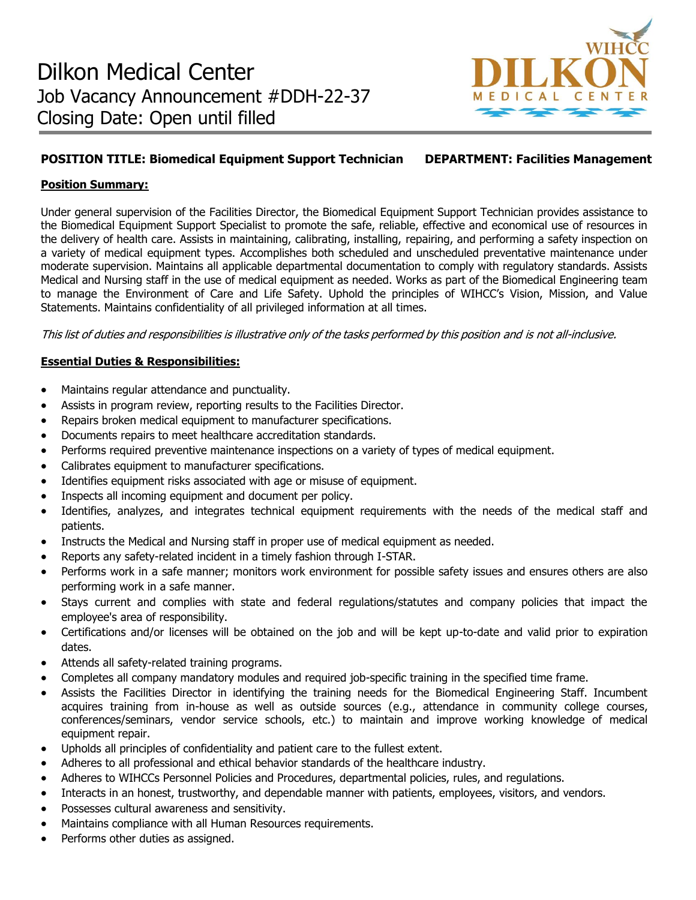# Dilkon Medical Center

Job Vacancy Announcement #DDH-22-37

Closing Date: Open until filled

**POSITION TITLE: Biomedical Equipment Support Technician** **DEPARTMENT: Facilities Management**

## Position Summary:

Under general supervision of the Facilities Director, the Biomedical Equipment Support Technician provides assistance to the Biomedical Equipment Support Specialist to promote the safe, reliable, effective and economical use of resources in the delivery of health care. Assists in maintaining, calibrating, installing, repairing, and performing a safety inspection on a variety of medical equipment types. Accomplishes both scheduled and unscheduled preventative maintenance under moderate supervision. Maintains all applicable departmental documentation to comply with regulatory standards. Assists Medical and Nursing staff in the use of medical equipment as needed. Works as part of the Biomedical Engineering team to manage the Environment of Care and Life Safety. Uphold the principles of WIHCC's Vision, Mission, and Value Statements. Maintains confidentiality of all privileged information at all times.

*This list of duties and responsibilities is illustrative only of the tasks performed by this position and is not all-inclusive.*

## Essential Duties & Responsibilities:

- Maintains regular attendance and punctuality.
- Assists in program review, reporting results to the Facilities Director.
- Repairs broken medical equipment to manufacturer specifications.
- Documents repairs to meet healthcare accreditation standards.
- Performs required preventive maintenance inspections on a variety of types of medical equipment.
- Calibrates equipment to manufacturer specifications.
- Identifies equipment risks associated with age or misuse of equipment.
- Inspects all incoming equipment and document per policy.
- Identifies, analyzes, and integrates technical equipment requirements with the needs of the medical staff and patients.
- Instructs the Medical and Nursing staff in proper use of medical equipment as needed.
- Reports any safety-related incident in a timely fashion through I-STAR.
- Performs work in a safe manner; monitors work environment for possible safety issues and ensures others are also performing work in a safe manner.
- Stays current and complies with state and federal regulations/statutes and company policies that impact the employee's area of responsibility.
- Certifications and/or licenses will be obtained on the job and will be kept up-to-date and valid prior to expiration dates.
- Attends all safety-related training programs.
- Completes all company mandatory modules and required job-specific training in the specified time frame.
- Assists the Facilities Director in identifying the training needs for the Biomedical Engineering Staff. Incumbent acquires training from in-house as well as outside sources (e.g., attendance in community college courses, conferences/seminars, vendor service schools, etc.) to maintain and improve working knowledge of medical equipment repair.
- Upholds all principles of confidentiality and patient care to the fullest extent.
- Adheres to all professional and ethical behavior standards of the healthcare industry.
- Adheres to WIHCCs Personnel Policies and Procedures, departmental policies, rules, and regulations.
- Interacts in an honest, trustworthy, and dependable manner with patients, employees, visitors, and vendors.
- Possesses cultural awareness and sensitivity.
- Maintains compliance with all Human Resources requirements.
- Performs other duties as assigned.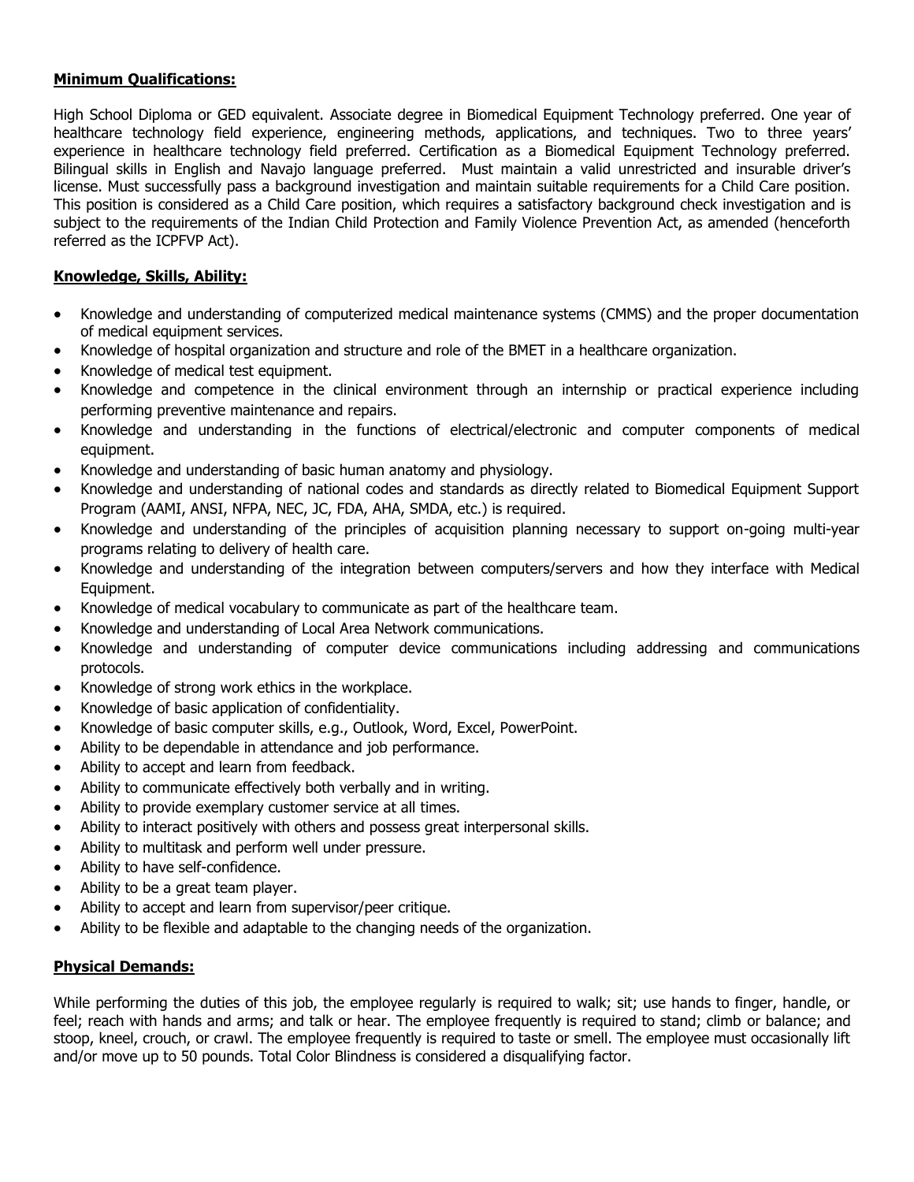**Minimum Qualifications:**

High School Diploma or GED equivalent. Associate degree in Biomedical Equipment Technology preferred. One year of healthcare technology field experience, engineering methods, applications, and techniques. Two to three years' experience in healthcare technology field preferred. Certification as a Biomedical Equipment Technology preferred. Bilingual skills in English and Navajo language preferred. Must maintain a valid unrestricted and insurable driver's license. Must successfully pass a background investigation and maintain suitable requirements for a Child Care position. This position is considered as a Child Care position, which requires a satisfactory background check investigation and is subject to the requirements of the Indian Child Protection and Family Violence Prevention Act, as amended (henceforth referred as the ICPFVP Act).

**Knowledge, Skills, Ability:**

- Knowledge and understanding of computerized medical maintenance systems (CMMS) and the proper documentation of medical equipment services.
- Knowledge of hospital organization and structure and role of the BMET in a healthcare organization.
- Knowledge of medical test equipment.
- Knowledge and competence in the clinical environment through an internship or practical experience including performing preventive maintenance and repairs.
- Knowledge and understanding in the functions of electrical/electronic and computer components of medical equipment.
- Knowledge and understanding of basic human anatomy and physiology.
- Knowledge and understanding of national codes and standards as directly related to Biomedical Equipment Support Program (AAMI, ANSI, NFPA, NEC, JC, FDA, AHA, SMDA, etc.) is required.
- Knowledge and understanding of the principles of acquisition planning necessary to support on-going multi-year programs relating to delivery of health care.
- Knowledge and understanding of the integration between computers/servers and how they interface with Medical Equipment.
- Knowledge of medical vocabulary to communicate as part of the healthcare team.
- Knowledge and understanding of Local Area Network communications.
- Knowledge and understanding of computer device communications including addressing and communications protocols.
- Knowledge of strong work ethics in the workplace.
- Knowledge of basic application of confidentiality.
- Knowledge of basic computer skills, e.g., Outlook, Word, Excel, PowerPoint.
- Ability to be dependable in attendance and job performance.
- Ability to accept and learn from feedback.
- Ability to communicate effectively both verbally and in writing.
- Ability to provide exemplary customer service at all times.
- Ability to interact positively with others and possess great interpersonal skills.
- Ability to multitask and perform well under pressure.
- Ability to have self-confidence.
- Ability to be a great team player.
- Ability to accept and learn from supervisor/peer critique.
- Ability to be flexible and adaptable to the changing needs of the organization.

**Physical Demands:**

While performing the duties of this job, the employee regularly is required to walk; sit; use hands to finger, handle, or feel; reach with hands and arms; and talk or hear. The employee frequently is required to stand; climb or balance; and stoop, kneel, crouch, or crawl. The employee frequently is required to taste or smell. The employee must occasionally lift and/or move up to 50 pounds. Total Color Blindness is considered a disqualifying factor.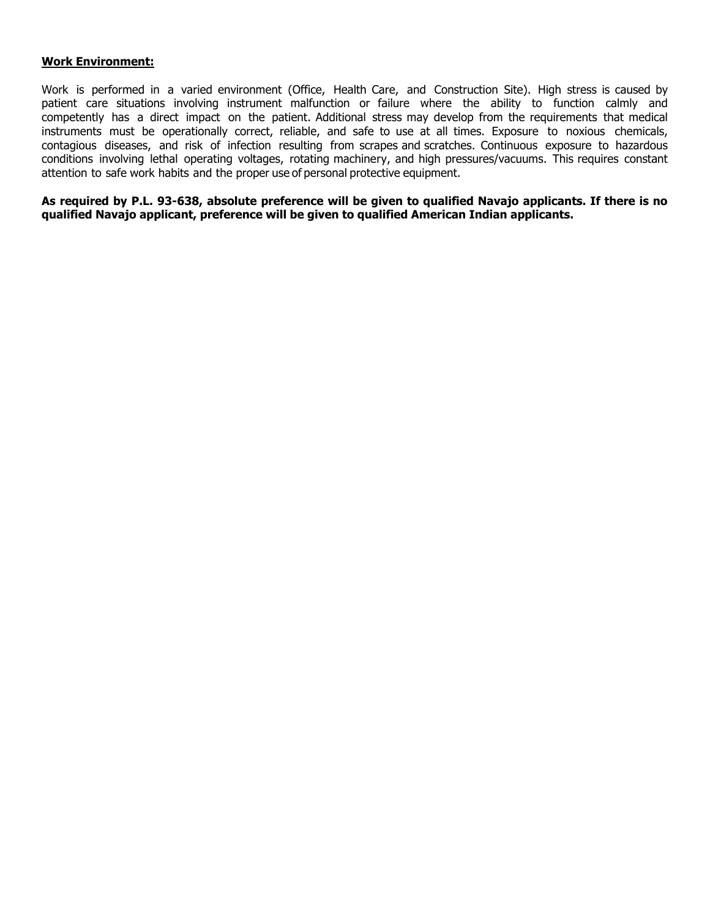**Work Environment:**

Work is performed in a varied environment (Office, Health Care, and Construction Site). High stress is caused by patient care situations involving instrument malfunction or failure where the ability to function calmly and competently has a direct impact on the patient. Additional stress may develop from the requirements that medical instruments must be operationally correct, reliable, and safe to use at all times. Exposure to noxious chemicals, contagious diseases, and risk of infection resulting from scrapes and scratches. Continuous exposure to hazardous conditions involving lethal operating voltages, rotating machinery, and high pressures/vacuums. This requires constant attention to safe work habits and the proper use of personal protective equipment.

**As required by P.L. 93-638, absolute preference will be given to qualified Navajo applicants. If there is no qualified Navajo applicant, preference will be given to qualified American Indian applicants.**